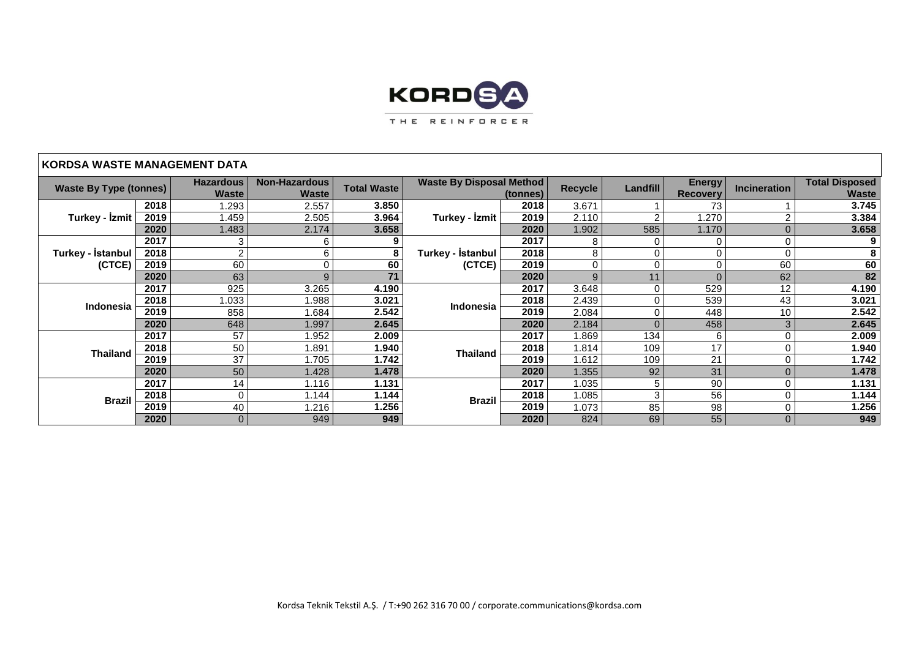KORDSA

THE REINFORCER

## KORDSA WASTE MANAGEMENT DATA

| Waste By Type (tonnes) | | Hazardous Waste | Non-Hazardous Waste | Total Waste | Waste By Disposal Method (tonnes) | | Recycle | Landfill | Energy Recovery | Incineration | Total Disposed Waste |
|---|---|---|---|---|---|---|---|---|---|---|---|
| Turkey - İzmit | 2018 | 1.293 | 2.557 | **3.850** | Turkey - İzmit | 2018 | 3.671 | 1 | 73 | 1 | **3.745** |
| | 2019 | 1.459 | 2.505 | **3.964** | | 2019 | 2.110 | 2 | 1.270 | 2 | **3.384** |
| | 2020 | 1.483 | 2.174 | **3.658** | | 2020 | 1.902 | 585 | 1.170 | 0 | **3.658** |
| Turkey - İstanbul (CTCE) | 2017 | 3 | 6 | **9** | Turkey - İstanbul (CTCE) | 2017 | 8 | 0 | 0 | 0 | **9** |
| | 2018 | 2 | 6 | **8** | | 2018 | 8 | 0 | 0 | 0 | **8** |
| | 2019 | 60 | 0 | **60** | | 2019 | 0 | 0 | 0 | 60 | **60** |
| | 2020 | 63 | 9 | **71** | | 2020 | 9 | 11 | 0 | 62 | **82** |
| Indonesia | 2017 | 925 | 3.265 | **4.190** | Indonesia | 2017 | 3.648 | 0 | 529 | 12 | **4.190** |
| | 2018 | 1.033 | 1.988 | **3.021** | | 2018 | 2.439 | 0 | 539 | 43 | **3.021** |
| | 2019 | 858 | 1.684 | **2.542** | | 2019 | 2.084 | 0 | 448 | 10 | **2.542** |
| | 2020 | 648 | 1.997 | **2.645** | | 2020 | 2.184 | 0 | 458 | 3 | **2.645** |
| Thailand | 2017 | 57 | 1.952 | **2.009** | Thailand | 2017 | 1.869 | 134 | 6 | 0 | **2.009** |
| | 2018 | 50 | 1.891 | **1.940** | | 2018 | 1.814 | 109 | 17 | 0 | **1.940** |
| | 2019 | 37 | 1.705 | **1.742** | | 2019 | 1.612 | 109 | 21 | 0 | **1.742** |
| | 2020 | 50 | 1.428 | **1.478** | | 2020 | 1.355 | 92 | 31 | 0 | **1.478** |
| Brazil | 2017 | 14 | 1.116 | **1.131** | Brazil | 2017 | 1.035 | 5 | 90 | 0 | **1.131** |
| | 2018 | 0 | 1.144 | **1.144** | | 2018 | 1.085 | 3 | 56 | 0 | **1.144** |
| | 2019 | 40 | 1.216 | **1.256** | | 2019 | 1.073 | 85 | 98 | 0 | **1.256** |
| | 2020 | 0 | 949 | **949** | | 2020 | 824 | 69 | 55 | 0 | **949** |

Kordsa Teknik Tekstil A.Ş. / T:+90 262 316 70 00 / corporate.communications@kordsa.com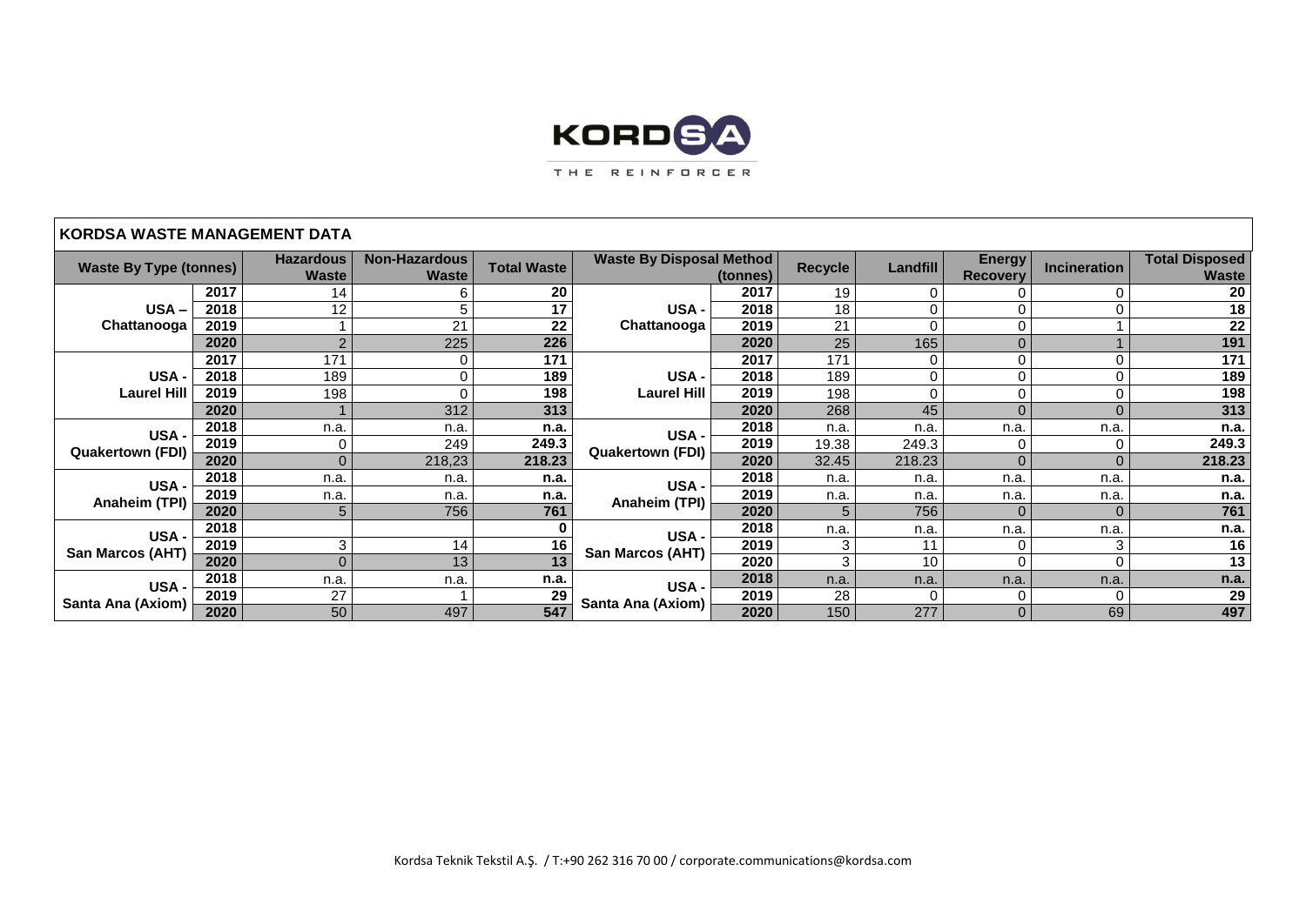KORDSA

THE REINFORCER

## KORDSA WASTE MANAGEMENT DATA

| Waste By Type (tonnes) | | Hazardous Waste | Non-Hazardous Waste | Total Waste | Waste By Disposal Method (tonnes) | | Recycle | Landfill | Energy Recovery | Incineration | Total Disposed Waste |
|---|---|---|---|---|---|---|---|---|---|---|---|
| USA – Chattanooga | 2017 | 14 | 6 | **20** | USA - Chattanooga | 2017 | 19 | 0 | 0 | 0 | **20** |
| | 2018 | 12 | 5 | **17** | | 2018 | 18 | 0 | 0 | 0 | **18** |
| | 2019 | 1 | 21 | **22** | | 2019 | 21 | 0 | 0 | 1 | **22** |
| | 2020 | 2 | 225 | **226** | | 2020 | 25 | 165 | 0 | 1 | **191** |
| USA - Laurel Hill | 2017 | 171 | 0 | **171** | USA - Laurel Hill | 2017 | 171 | 0 | 0 | 0 | **171** |
| | 2018 | 189 | 0 | **189** | | 2018 | 189 | 0 | 0 | 0 | **189** |
| | 2019 | 198 | 0 | **198** | | 2019 | 198 | 0 | 0 | 0 | **198** |
| | 2020 | 1 | 312 | **313** | | 2020 | 268 | 45 | 0 | 0 | **313** |
| USA - Quakertown (FDI) | 2018 | n.a. | n.a. | **n.a.** | USA - Quakertown (FDI) | 2018 | n.a. | n.a. | n.a. | n.a. | **n.a.** |
| | 2019 | 0 | 249 | **249.3** | | 2019 | 19.38 | 249.3 | 0 | 0 | **249.3** |
| | 2020 | 0 | 218,23 | **218.23** | | 2020 | 32.45 | 218.23 | 0 | 0 | **218.23** |
| USA - Anaheim (TPI) | 2018 | n.a. | n.a. | **n.a.** | USA - Anaheim (TPI) | 2018 | n.a. | n.a. | n.a. | n.a. | **n.a.** |
| | 2019 | n.a. | n.a. | **n.a.** | | 2019 | n.a. | n.a. | n.a. | n.a. | **n.a.** |
| | 2020 | 5 | 756 | **761** | | 2020 | 5 | 756 | 0 | 0 | **761** |
| USA - San Marcos (AHT) | 2018 | | | **0** | USA - San Marcos (AHT) | 2018 | n.a. | n.a. | n.a. | n.a. | **n.a.** |
| | 2019 | 3 | 14 | **16** | | 2019 | 3 | 11 | 0 | 3 | **16** |
| | 2020 | 0 | 13 | **13** | | 2020 | 3 | 10 | 0 | 0 | **13** |
| USA - Santa Ana (Axiom) | 2018 | n.a. | n.a. | **n.a.** | USA - Santa Ana (Axiom) | 2018 | n.a. | n.a. | n.a. | n.a. | **n.a.** |
| | 2019 | 27 | 1 | **29** | | 2019 | 28 | 0 | 0 | 0 | **29** |
| | 2020 | 50 | 497 | **547** | | 2020 | 150 | 277 | 0 | 69 | **497** |

Kordsa Teknik Tekstil A.Ş. / T:+90 262 316 70 00 / corporate.communications@kordsa.com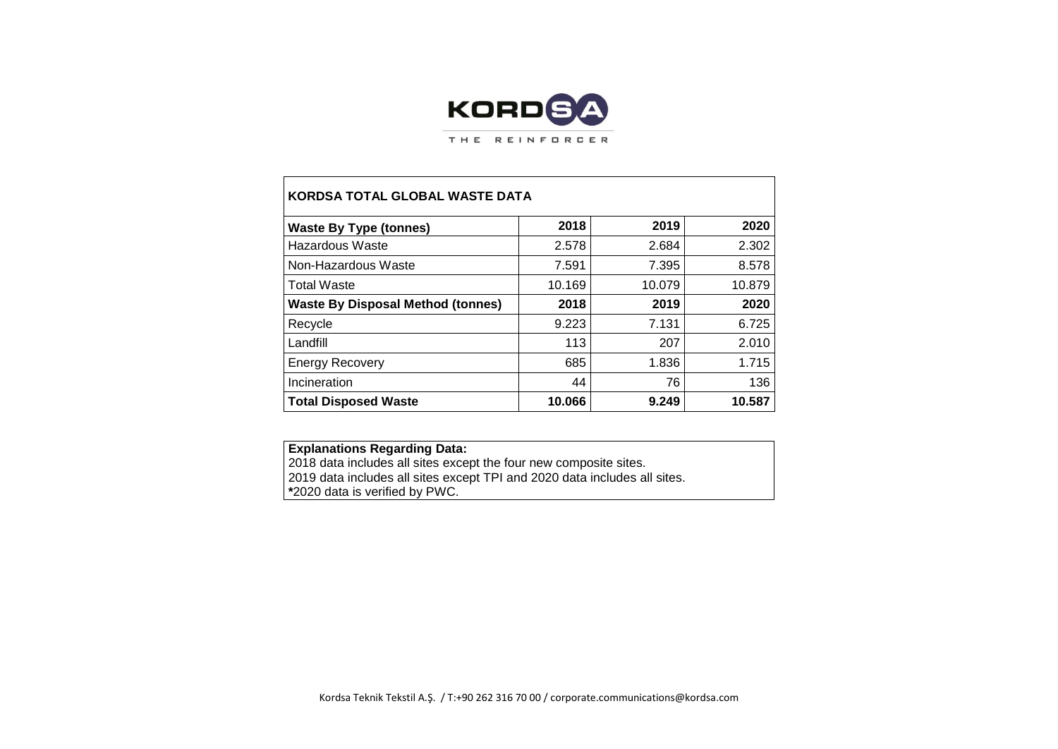KORDSA

THE REINFORCER

| KORDSA TOTAL GLOBAL WASTE DATA | | | |
|---|---|---|---|
| **Waste By Type (tonnes)** | **2018** | **2019** | **2020** |
| Hazardous Waste | 2.578 | 2.684 | 2.302 |
| Non-Hazardous Waste | 7.591 | 7.395 | 8.578 |
| Total Waste | 10.169 | 10.079 | 10.879 |
| **Waste By Disposal Method (tonnes)** | **2018** | **2019** | **2020** |
| Recycle | 9.223 | 7.131 | 6.725 |
| Landfill | 113 | 207 | 2.010 |
| Energy Recovery | 685 | 1.836 | 1.715 |
| Incineration | 44 | 76 | 136 |
| **Total Disposed Waste** | **10.066** | **9.249** | **10.587** |

**Explanations Regarding Data:**
2018 data includes all sites except the four new composite sites.
2019 data includes all sites except TPI and 2020 data includes all sites.
***2020 data is verified by PWC.

Kordsa Teknik Tekstil A.Ş. / T:+90 262 316 70 00 / corporate.communications@kordsa.com